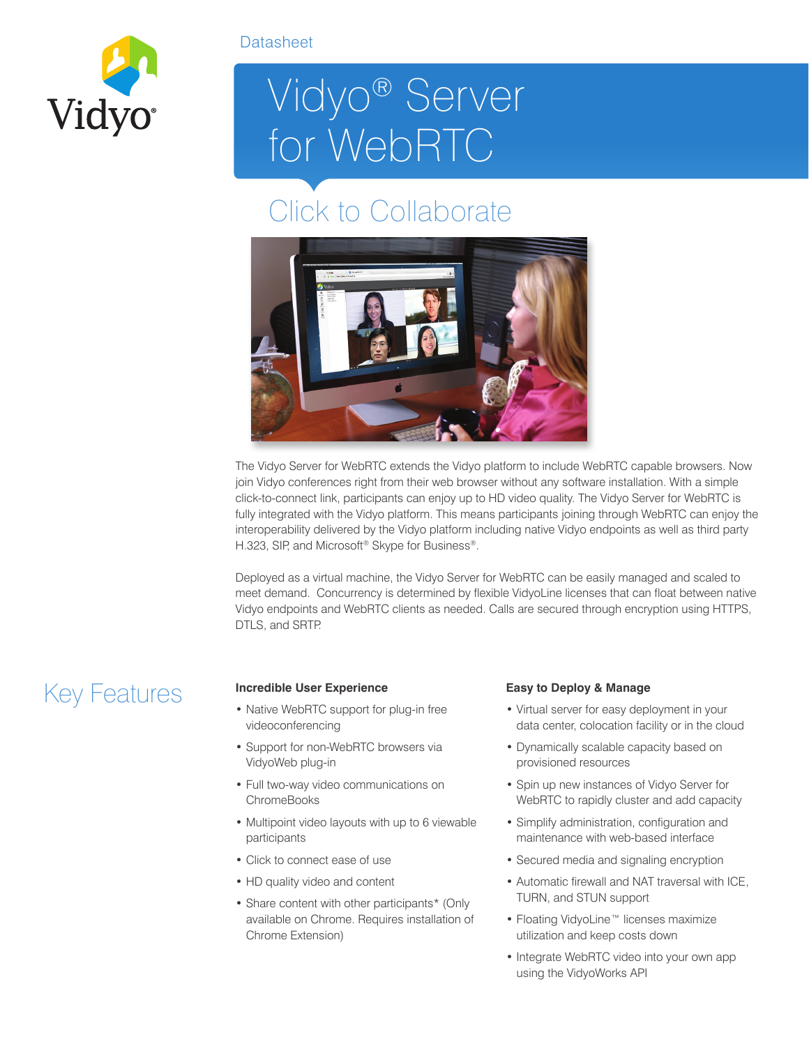Datasheet

# Vidyo® Server for WebRTC

## Click to Collaborate

The Vidyo Server for WebRTC extends the Vidyo platform to include WebRTC capable browsers. Now join Vidyo conferences right from their web browser without any software installation. With a simple click-to-connect link, participants can enjoy up to HD video quality. The Vidyo Server for WebRTC is fully integrated with the Vidyo platform. This means participants joining through WebRTC can enjoy the interoperability delivered by the Vidyo platform including native Vidyo endpoints as well as third party H.323, SIP, and Microsoft® Skype for Business®.

Deployed as a virtual machine, the Vidyo Server for WebRTC can be easily managed and scaled to meet demand. Concurrency is determined by flexible VidyoLine licenses that can float between native Vidyo endpoints and WebRTC clients as needed. Calls are secured through encryption using HTTPS, DTLS, and SRTP.

## Key Features

**Incredible User Experience**

- Native WebRTC support for plug-in free videoconferencing
- Support for non-WebRTC browsers via VidyoWeb plug-in
- Full two-way video communications on ChromeBooks
- Multipoint video layouts with up to 6 viewable participants
- Click to connect ease of use
- HD quality video and content
- Share content with other participants* (Only available on Chrome. Requires installation of Chrome Extension)

**Easy to Deploy & Manage**

- Virtual server for easy deployment in your data center, colocation facility or in the cloud
- Dynamically scalable capacity based on provisioned resources
- Spin up new instances of Vidyo Server for WebRTC to rapidly cluster and add capacity
- Simplify administration, configuration and maintenance with web-based interface
- Secured media and signaling encryption
- Automatic firewall and NAT traversal with ICE, TURN, and STUN support
- Floating VidyoLine™ licenses maximize utilization and keep costs down
- Integrate WebRTC video into your own app using the VidyoWorks API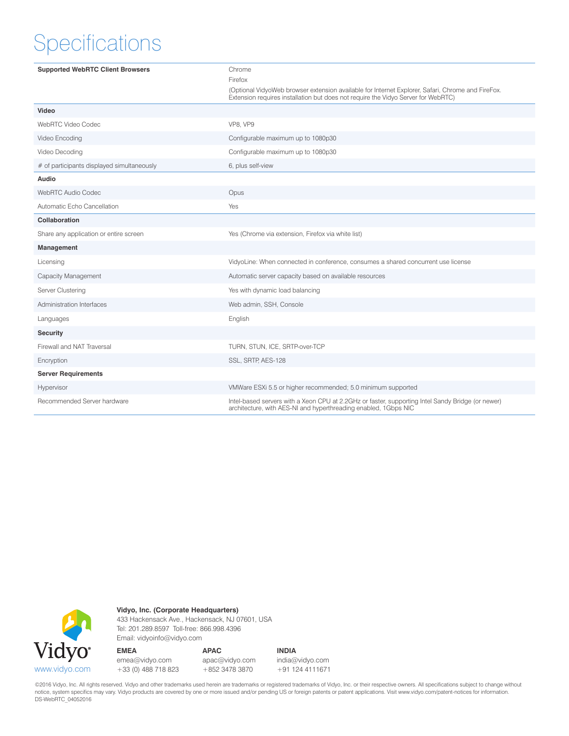# Specifications

| | |
|---|---|
| **Supported WebRTC Client Browsers** | Chrome<br>Firefox<br>(Optional VidyoWeb browser extension available for Internet Explorer, Safari, Chrome and FireFox. Extension requires installation but does not require the Vidyo Server for WebRTC) |
| **Video** | |
| WebRTC Video Codec | VP8, VP9 |
| Video Encoding | Configurable maximum up to 1080p30 |
| Video Decoding | Configurable maximum up to 1080p30 |
| # of participants displayed simultaneously | 6, plus self-view |
| **Audio** | |
| WebRTC Audio Codec | Opus |
| Automatic Echo Cancellation | Yes |
| **Collaboration** | |
| Share any application or entire screen | Yes (Chrome via extension, Firefox via white list) |
| **Management** | |
| Licensing | VidyoLine: When connected in conference, consumes a shared concurrent use license |
| Capacity Management | Automatic server capacity based on available resources |
| Server Clustering | Yes with dynamic load balancing |
| Administration Interfaces | Web admin, SSH, Console |
| Languages | English |
| **Security** | |
| Firewall and NAT Traversal | TURN, STUN, ICE, SRTP-over-TCP |
| Encryption | SSL, SRTP, AES-128 |
| **Server Requirements** | |
| Hypervisor | VMWare ESXi 5.5 or higher recommended; 5.0 minimum supported |
| Recommended Server hardware | Intel-based servers with a Xeon CPU at 2.2GHz or faster, supporting Intel Sandy Bridge (or newer) architecture, with AES-NI and hyperthreading enabled, 1Gbps NIC |

Vidyo
www.vidyo.com

**Vidyo, Inc. (Corporate Headquarters)**
433 Hackensack Ave., Hackensack, NJ 07601, USA
Tel: 201.289.8597 Toll-free: 866.998.4396
Email: vidyoinfo@vidyo.com

**EMEA**
emea@vidyo.com
+33 (0) 488 718 823

**APAC**
apac@vidyo.com
+852 3478 3870

**INDIA**
india@vidyo.com
+91 124 4111671

©2016 Vidyo, Inc. All rights reserved. Vidyo and other trademarks used herein are trademarks or registered trademarks of Vidyo, Inc. or their respective owners. All specifications subject to change without notice, system specifics may vary. Vidyo products are covered by one or more issued and/or pending US or foreign patents or patent applications. Visit www.vidyo.com/patent-notices for information.
DS-WebRTC_04052016